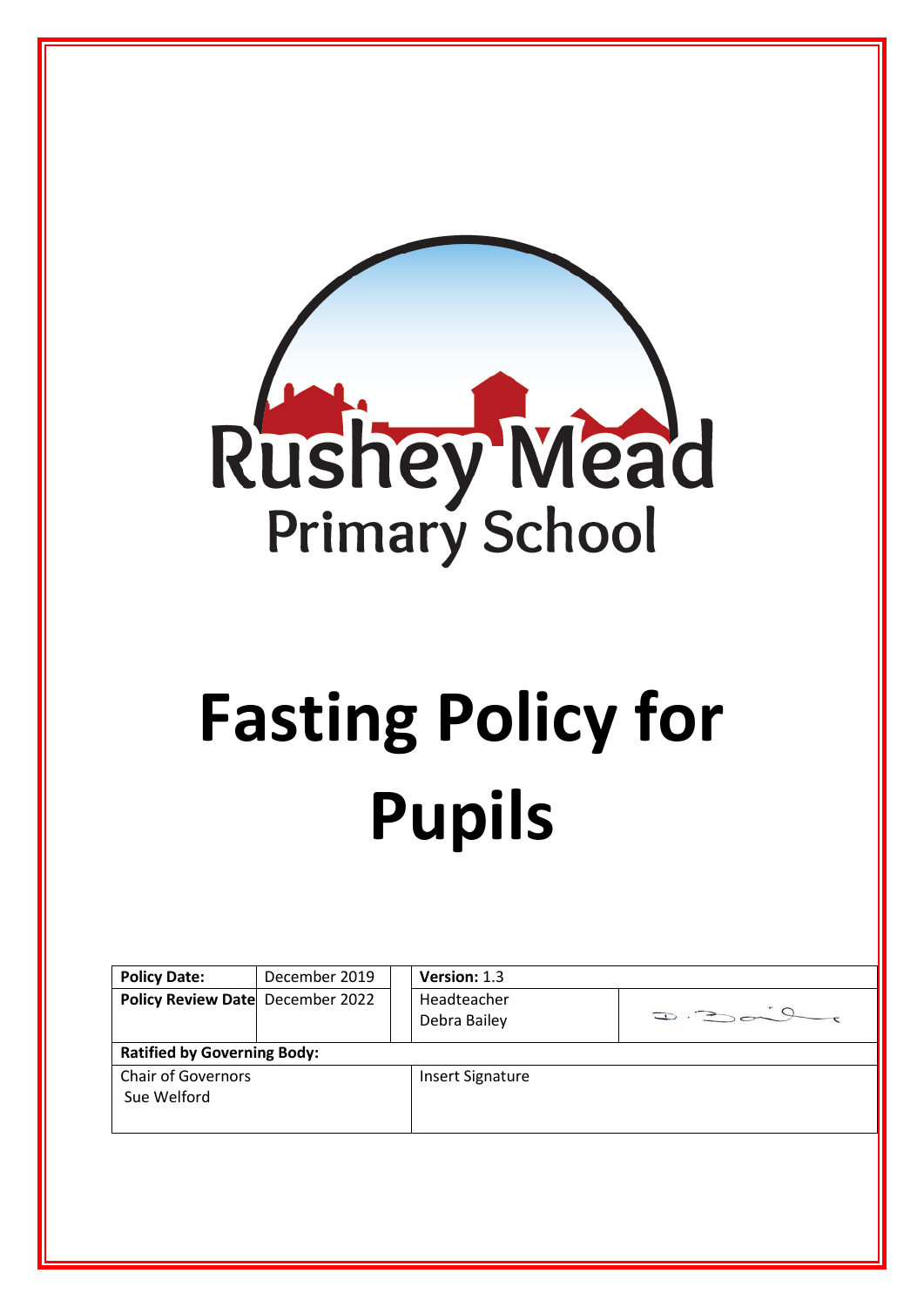Rushey Mead Primary School

# Fasting Policy for Pupils

| **Policy Date:** | December 2019 | | **Version:** 1.3 | |
|---|---|---|---|---|
| **Policy Review Date** | December 2022 | | Headteacher Debra Bailey | D. Bailey |
| **Ratified by Governing Body:** | | | | |
| Chair of Governors Sue Welford | | | Insert Signature | |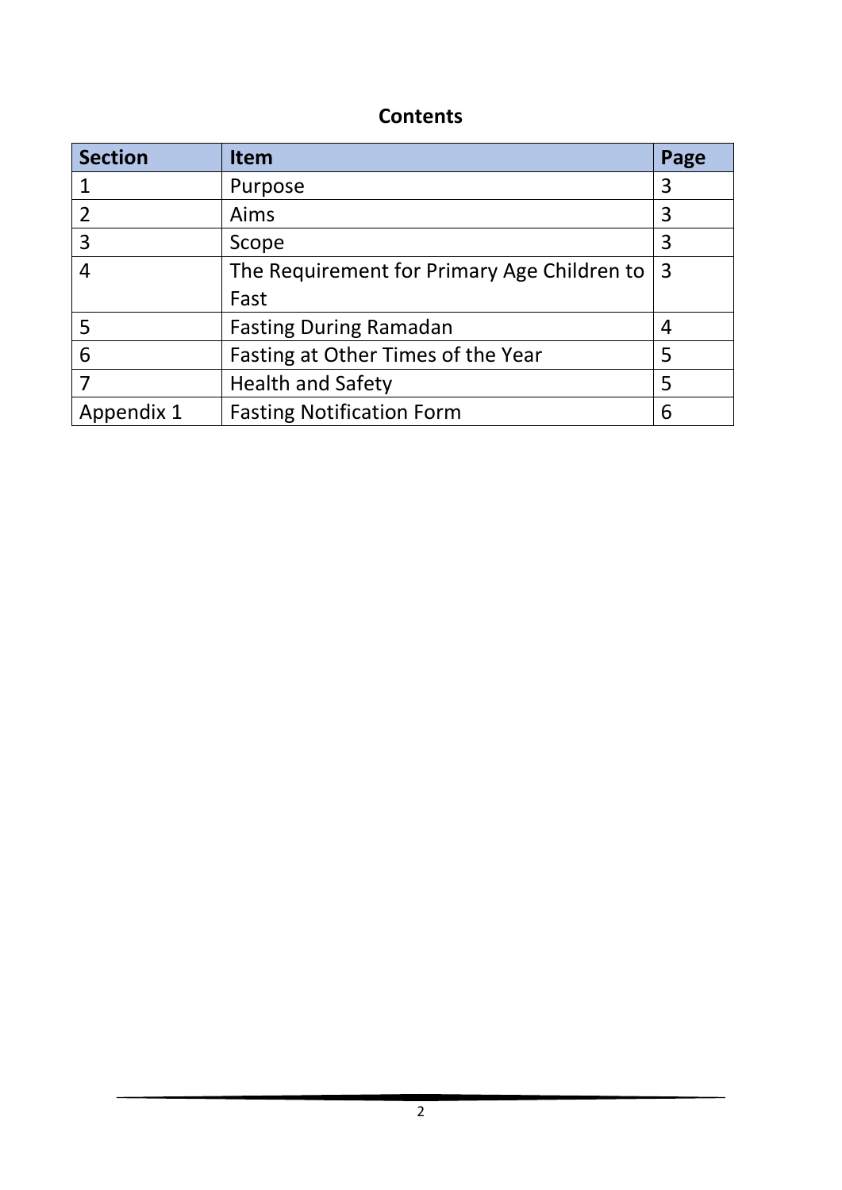## Contents

| Section | Item | Page |
|---|---|---|
| 1 | Purpose | 3 |
| 2 | Aims | 3 |
| 3 | Scope | 3 |
| 4 | The Requirement for Primary Age Children to Fast | 3 |
| 5 | Fasting During Ramadan | 4 |
| 6 | Fasting at Other Times of the Year | 5 |
| 7 | Health and Safety | 5 |
| Appendix 1 | Fasting Notification Form | 6 |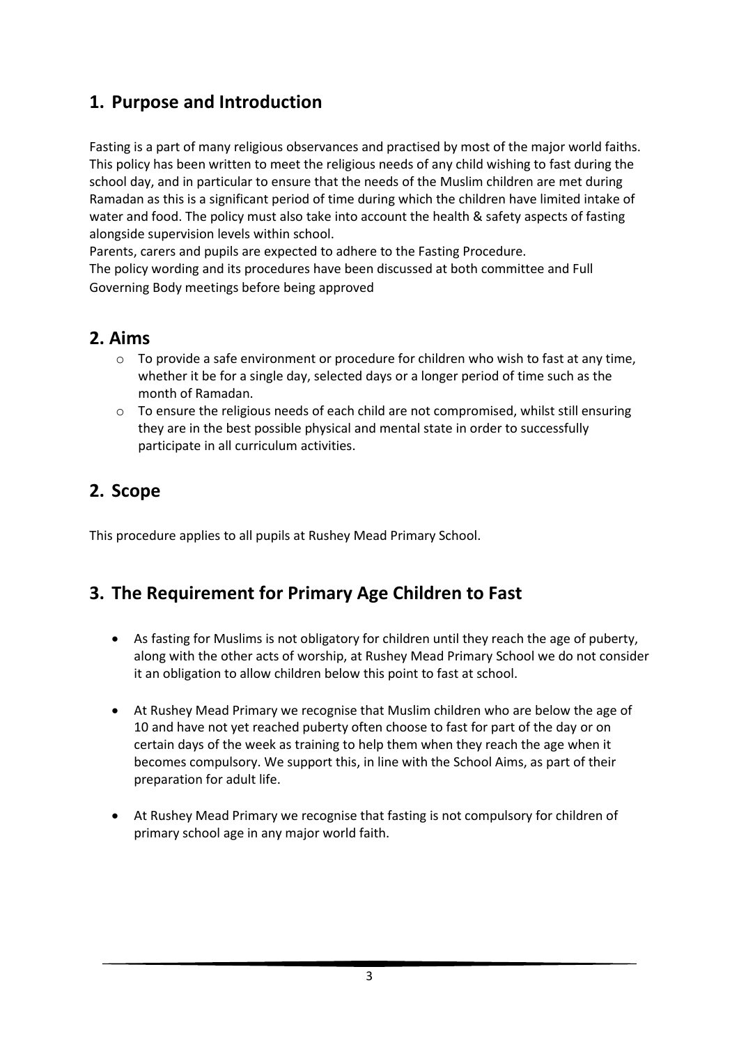## 1. Purpose and Introduction

Fasting is a part of many religious observances and practised by most of the major world faiths. This policy has been written to meet the religious needs of any child wishing to fast during the school day, and in particular to ensure that the needs of the Muslim children are met during Ramadan as this is a significant period of time during which the children have limited intake of water and food. The policy must also take into account the health & safety aspects of fasting alongside supervision levels within school.

Parents, carers and pupils are expected to adhere to the Fasting Procedure.

The policy wording and its procedures have been discussed at both committee and Full Governing Body meetings before being approved

## 2. Aims

- To provide a safe environment or procedure for children who wish to fast at any time, whether it be for a single day, selected days or a longer period of time such as the month of Ramadan.
- To ensure the religious needs of each child are not compromised, whilst still ensuring they are in the best possible physical and mental state in order to successfully participate in all curriculum activities.

## 2. Scope

This procedure applies to all pupils at Rushey Mead Primary School.

## 3. The Requirement for Primary Age Children to Fast

- As fasting for Muslims is not obligatory for children until they reach the age of puberty, along with the other acts of worship, at Rushey Mead Primary School we do not consider it an obligation to allow children below this point to fast at school.
- At Rushey Mead Primary we recognise that Muslim children who are below the age of 10 and have not yet reached puberty often choose to fast for part of the day or on certain days of the week as training to help them when they reach the age when it becomes compulsory. We support this, in line with the School Aims, as part of their preparation for adult life.
- At Rushey Mead Primary we recognise that fasting is not compulsory for children of primary school age in any major world faith.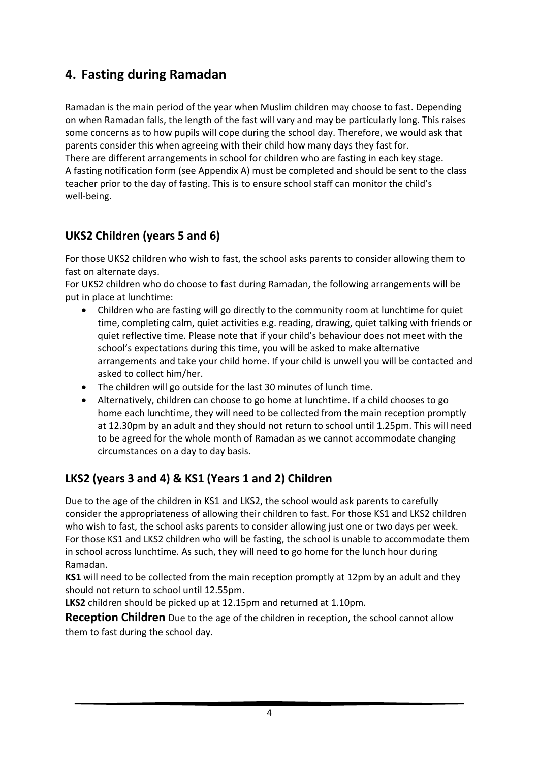## 4. Fasting during Ramadan

Ramadan is the main period of the year when Muslim children may choose to fast. Depending on when Ramadan falls, the length of the fast will vary and may be particularly long. This raises some concerns as to how pupils will cope during the school day. Therefore, we would ask that parents consider this when agreeing with their child how many days they fast for.
There are different arrangements in school for children who are fasting in each key stage.
A fasting notification form (see Appendix A) must be completed and should be sent to the class teacher prior to the day of fasting. This is to ensure school staff can monitor the child's well-being.

### UKS2 Children (years 5 and 6)

For those UKS2 children who wish to fast, the school asks parents to consider allowing them to fast on alternate days.
For UKS2 children who do choose to fast during Ramadan, the following arrangements will be put in place at lunchtime:

- Children who are fasting will go directly to the community room at lunchtime for quiet time, completing calm, quiet activities e.g. reading, drawing, quiet talking with friends or quiet reflective time. Please note that if your child's behaviour does not meet with the school's expectations during this time, you will be asked to make alternative arrangements and take your child home. If your child is unwell you will be contacted and asked to collect him/her.
- The children will go outside for the last 30 minutes of lunch time.
- Alternatively, children can choose to go home at lunchtime. If a child chooses to go home each lunchtime, they will need to be collected from the main reception promptly at 12.30pm by an adult and they should not return to school until 1.25pm. This will need to be agreed for the whole month of Ramadan as we cannot accommodate changing circumstances on a day to day basis.

### LKS2 (years 3 and 4) & KS1 (Years 1 and 2) Children

Due to the age of the children in KS1 and LKS2, the school would ask parents to carefully consider the appropriateness of allowing their children to fast. For those KS1 and LKS2 children who wish to fast, the school asks parents to consider allowing just one or two days per week. For those KS1 and LKS2 children who will be fasting, the school is unable to accommodate them in school across lunchtime. As such, they will need to go home for the lunch hour during Ramadan.
**KS1** will need to be collected from the main reception promptly at 12pm by an adult and they should not return to school until 12.55pm.
**LKS2** children should be picked up at 12.15pm and returned at 1.10pm.

**Reception Children** Due to the age of the children in reception, the school cannot allow them to fast during the school day.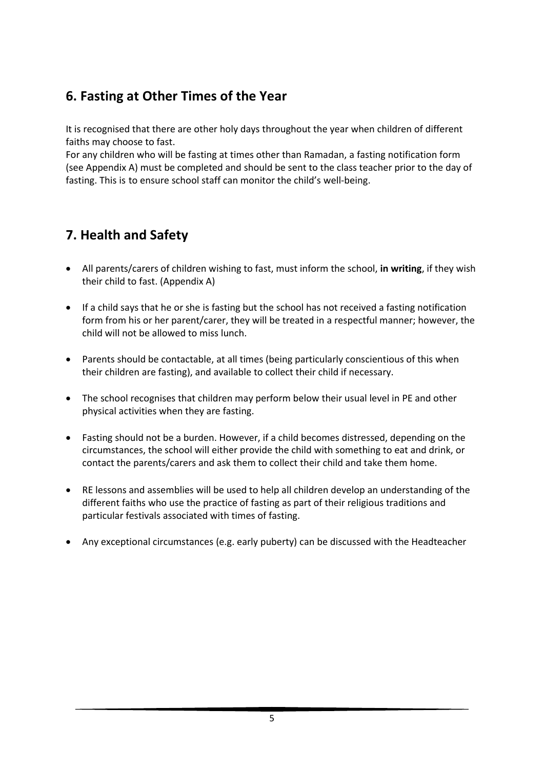## 6. Fasting at Other Times of the Year

It is recognised that there are other holy days throughout the year when children of different faiths may choose to fast.

For any children who will be fasting at times other than Ramadan, a fasting notification form (see Appendix A) must be completed and should be sent to the class teacher prior to the day of fasting. This is to ensure school staff can monitor the child's well-being.

## 7. Health and Safety

- All parents/carers of children wishing to fast, must inform the school, **in writing**, if they wish their child to fast. (Appendix A)
- If a child says that he or she is fasting but the school has not received a fasting notification form from his or her parent/carer, they will be treated in a respectful manner; however, the child will not be allowed to miss lunch.
- Parents should be contactable, at all times (being particularly conscientious of this when their children are fasting), and available to collect their child if necessary.
- The school recognises that children may perform below their usual level in PE and other physical activities when they are fasting.
- Fasting should not be a burden. However, if a child becomes distressed, depending on the circumstances, the school will either provide the child with something to eat and drink, or contact the parents/carers and ask them to collect their child and take them home.
- RE lessons and assemblies will be used to help all children develop an understanding of the different faiths who use the practice of fasting as part of their religious traditions and particular festivals associated with times of fasting.
- Any exceptional circumstances (e.g. early puberty) can be discussed with the Headteacher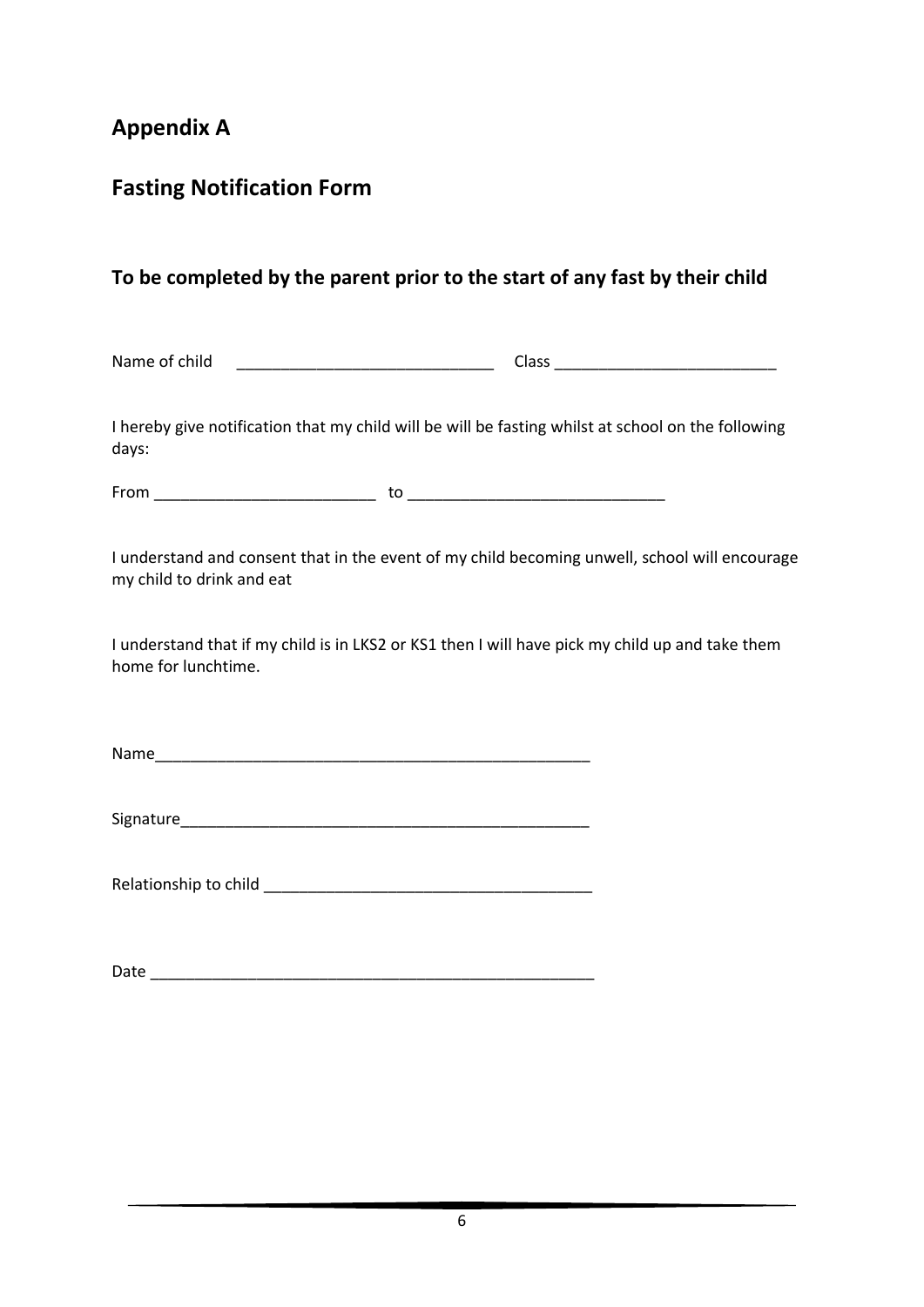## Appendix A

## Fasting Notification Form

### To be completed by the parent prior to the start of any fast by their child

Name of child _____________________________ Class _________________________

I hereby give notification that my child will be will be fasting whilst at school on the following days:

From _________________________ to _____________________________

I understand and consent that in the event of my child becoming unwell, school will encourage my child to drink and eat

I understand that if my child is in LKS2 or KS1 then I will have pick my child up and take them home for lunchtime.

Name__________________________________________________

Signature_______________________________________________

Relationship to child _____________________________________

Date ___________________________________________________